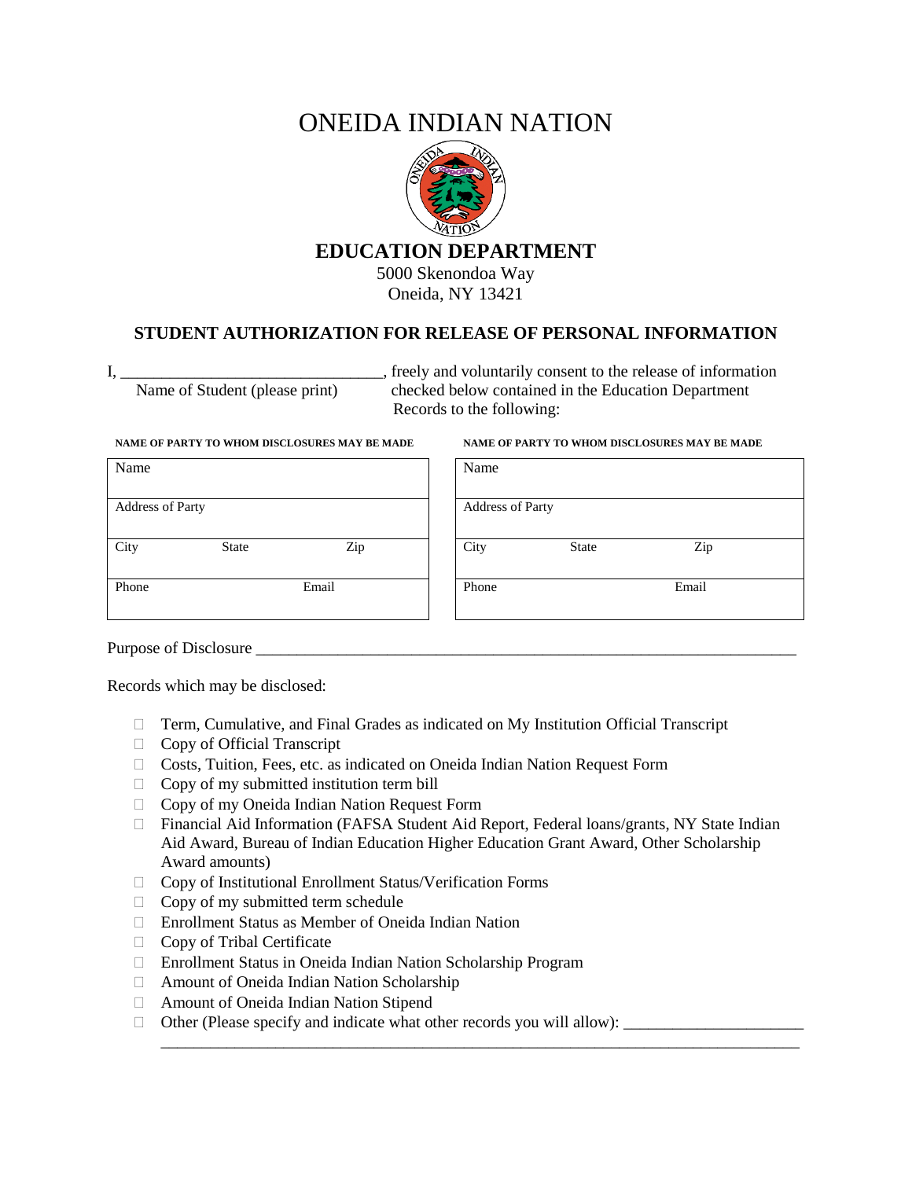# ONEIDA INDIAN NATION

## EDUCATION DEPARTMENT

5000 Skenondoa Way
Oneida, NY 13421

### STUDENT AUTHORIZATION FOR RELEASE OF PERSONAL INFORMATION

I, ________________________________, freely and voluntarily consent to the release of information checked below contained in the Education Department Records to the following:

Name of Student (please print)

**NAME OF PARTY TO WHOM DISCLOSURES MAY BE MADE**

| Name | | |
|---|---|---|
| Address of Party | | |
| City | State | Zip |
| Phone | Email | |

**NAME OF PARTY TO WHOM DISCLOSURES MAY BE MADE**

| Name | | |
|---|---|---|
| Address of Party | | |
| City | State | Zip |
| Phone | Email | |

Purpose of Disclosure ______________________________________________________________________

Records which may be disclosed:

- ☐ Term, Cumulative, and Final Grades as indicated on My Institution Official Transcript
- ☐ Copy of Official Transcript
- ☐ Costs, Tuition, Fees, etc. as indicated on Oneida Indian Nation Request Form
- ☐ Copy of my submitted institution term bill
- ☐ Copy of my Oneida Indian Nation Request Form
- ☐ Financial Aid Information (FAFSA Student Aid Report, Federal loans/grants, NY State Indian Aid Award, Bureau of Indian Education Higher Education Grant Award, Other Scholarship Award amounts)
- ☐ Copy of Institutional Enrollment Status/Verification Forms
- ☐ Copy of my submitted term schedule
- ☐ Enrollment Status as Member of Oneida Indian Nation
- ☐ Copy of Tribal Certificate
- ☐ Enrollment Status in Oneida Indian Nation Scholarship Program
- ☐ Amount of Oneida Indian Nation Scholarship
- ☐ Amount of Oneida Indian Nation Stipend
- ☐ Other (Please specify and indicate what other records you will allow): ______________________
  ____________________________________________________________________________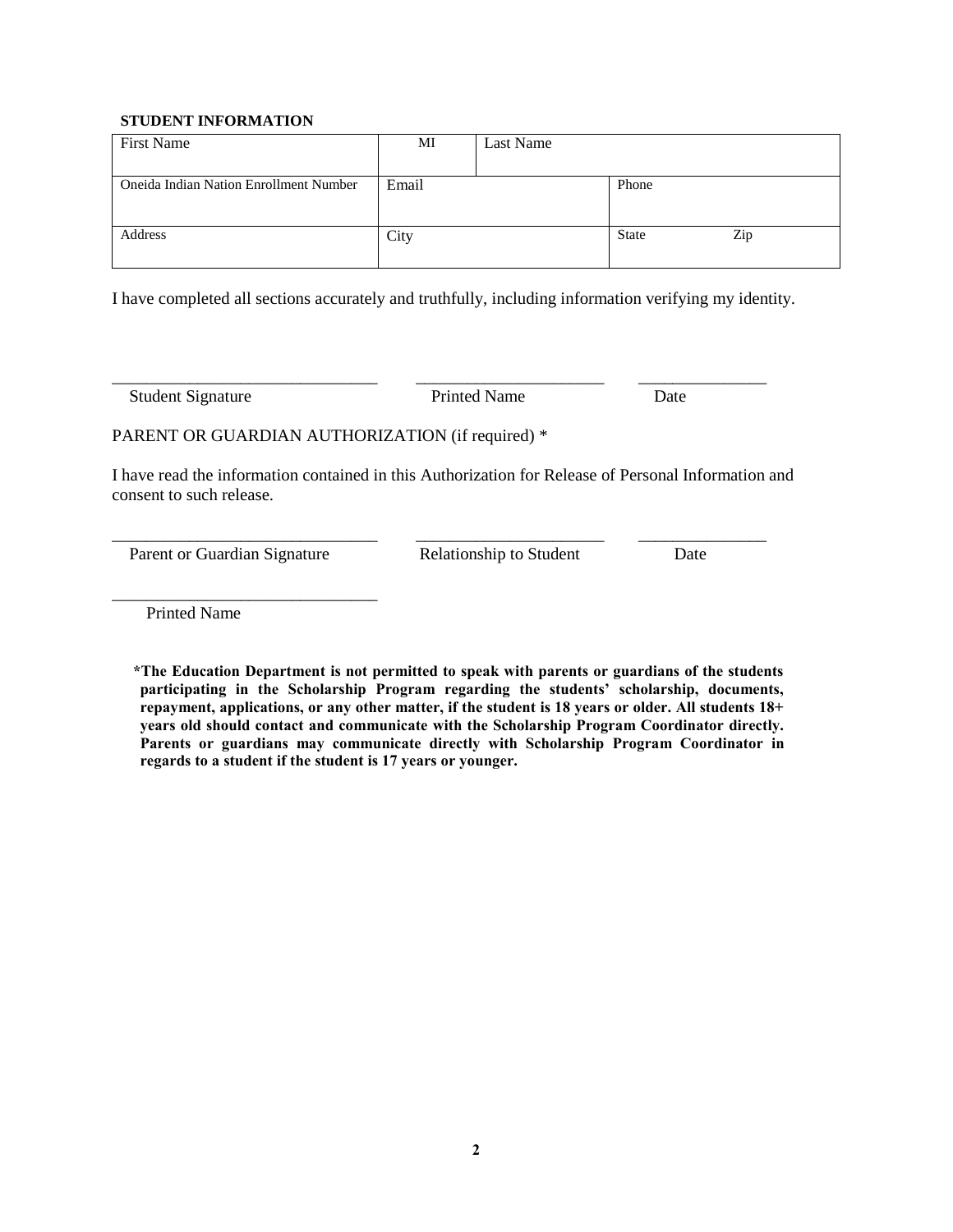**STUDENT INFORMATION**

| | | | |
|---|---|---|---|
| First Name | MI | Last Name | |
| Oneida Indian Nation Enrollment Number | Email | | Phone |
| Address | City | | State Zip |

I have completed all sections accurately and truthfully, including information verifying my identity.

_______________________________ _______________________ _______________
Student Signature Printed Name Date

PARENT OR GUARDIAN AUTHORIZATION (if required) *

I have read the information contained in this Authorization for Release of Personal Information and consent to such release.

_______________________________ _______________________ _______________
Parent or Guardian Signature Relationship to Student Date

_______________________________
Printed Name

**\*The Education Department is not permitted to speak with parents or guardians of the students participating in the Scholarship Program regarding the students' scholarship, documents, repayment, applications, or any other matter, if the student is 18 years or older. All students 18+ years old should contact and communicate with the Scholarship Program Coordinator directly. Parents or guardians may communicate directly with Scholarship Program Coordinator in regards to a student if the student is 17 years or younger.**